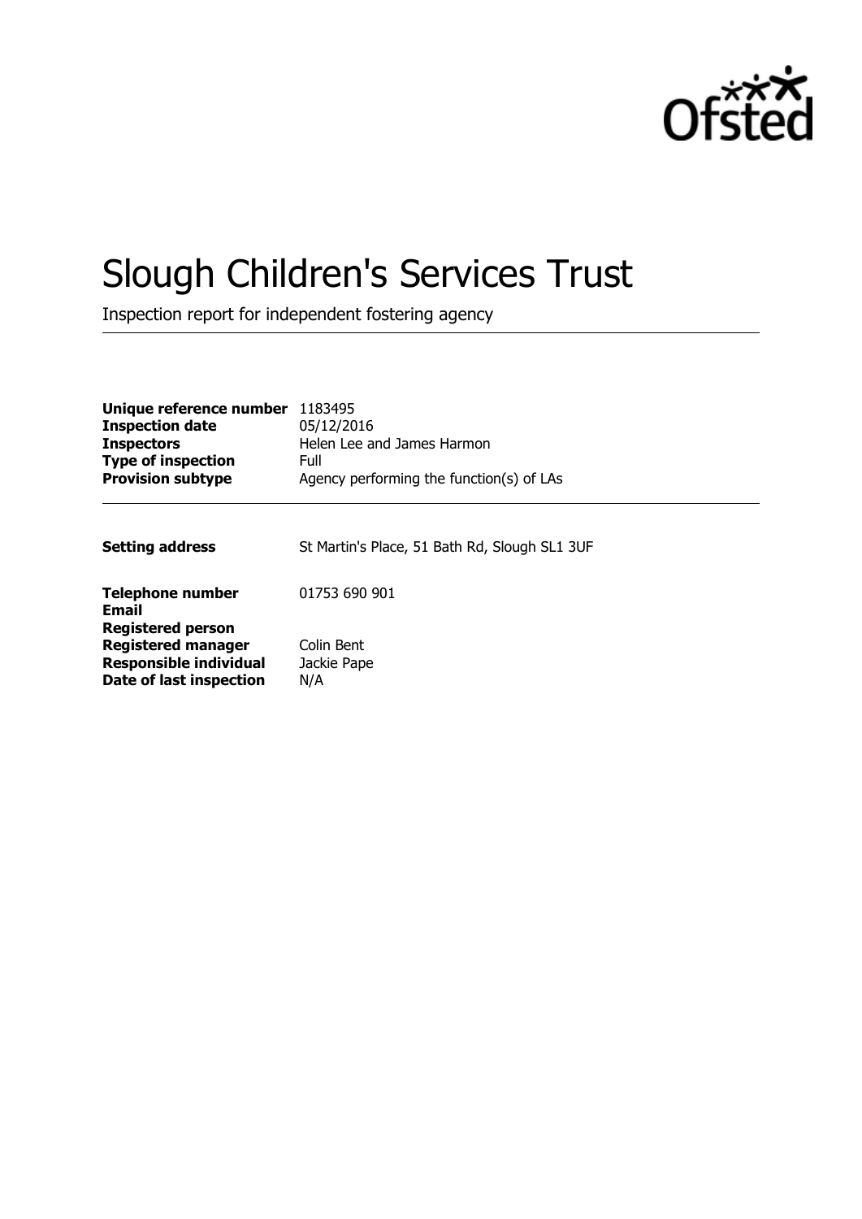# Slough Children's Services Trust

Inspection report for independent fostering agency

| | |
|---|---|
| **Unique reference number** | 1183495 |
| **Inspection date** | 05/12/2016 |
| **Inspectors** | Helen Lee and James Harmon |
| **Type of inspection** | Full |
| **Provision subtype** | Agency performing the function(s) of LAs |

| | |
|---|---|
| **Setting address** | St Martin's Place, 51 Bath Rd, Slough SL1 3UF |
| **Telephone number** | 01753 690 901 |
| **Email** | |
| **Registered person** | |
| **Registered manager** | Colin Bent |
| **Responsible individual** | Jackie Pape |
| **Date of last inspection** | N/A |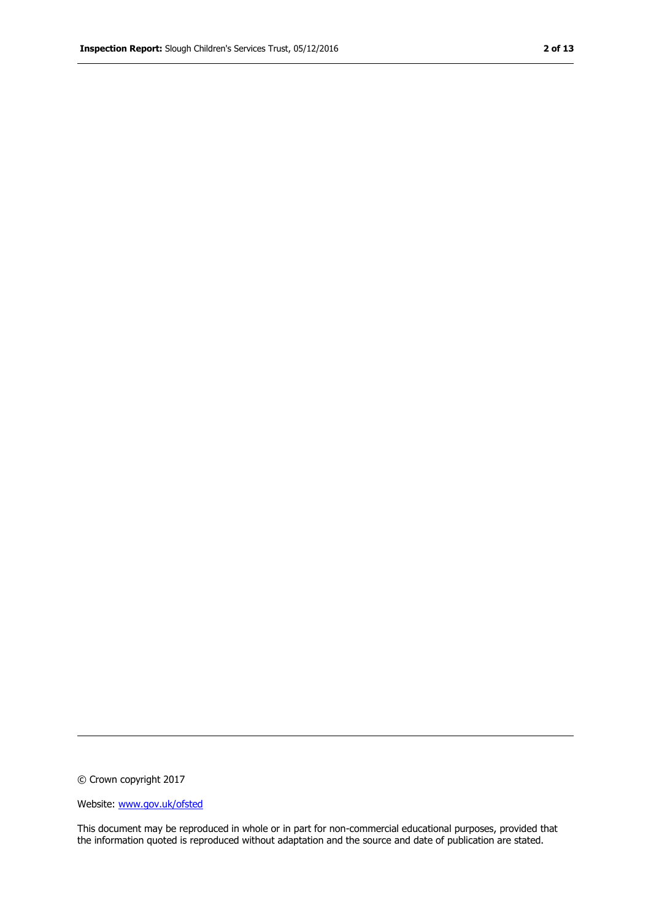© Crown copyright 2017

Website: [www.gov.uk/ofsted](http://www.gov.uk/ofsted)

This document may be reproduced in whole or in part for non-commercial educational purposes, provided that the information quoted is reproduced without adaptation and the source and date of publication are stated.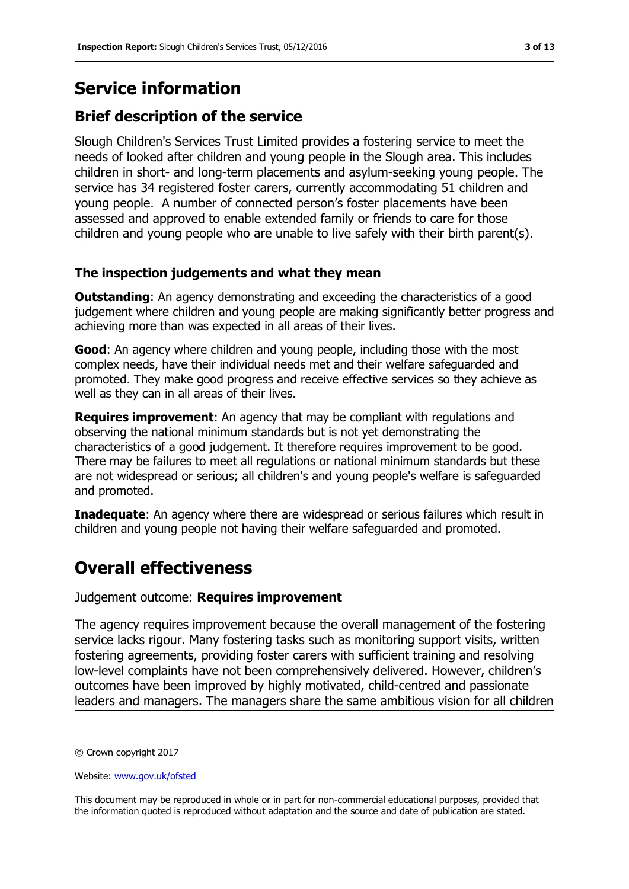# Service information

## Brief description of the service

Slough Children's Services Trust Limited provides a fostering service to meet the needs of looked after children and young people in the Slough area. This includes children in short- and long-term placements and asylum-seeking young people. The service has 34 registered foster carers, currently accommodating 51 children and young people. A number of connected person's foster placements have been assessed and approved to enable extended family or friends to care for those children and young people who are unable to live safely with their birth parent(s).

### The inspection judgements and what they mean

**Outstanding**: An agency demonstrating and exceeding the characteristics of a good judgement where children and young people are making significantly better progress and achieving more than was expected in all areas of their lives.

**Good**: An agency where children and young people, including those with the most complex needs, have their individual needs met and their welfare safeguarded and promoted. They make good progress and receive effective services so they achieve as well as they can in all areas of their lives.

**Requires improvement**: An agency that may be compliant with regulations and observing the national minimum standards but is not yet demonstrating the characteristics of a good judgement. It therefore requires improvement to be good. There may be failures to meet all regulations or national minimum standards but these are not widespread or serious; all children's and young people's welfare is safeguarded and promoted.

**Inadequate**: An agency where there are widespread or serious failures which result in children and young people not having their welfare safeguarded and promoted.

# Overall effectiveness

Judgement outcome: **Requires improvement**

The agency requires improvement because the overall management of the fostering service lacks rigour. Many fostering tasks such as monitoring support visits, written fostering agreements, providing foster carers with sufficient training and resolving low-level complaints have not been comprehensively delivered. However, children's outcomes have been improved by highly motivated, child-centred and passionate leaders and managers. The managers share the same ambitious vision for all children

© Crown copyright 2017

Website: www.gov.uk/ofsted

This document may be reproduced in whole or in part for non-commercial educational purposes, provided that the information quoted is reproduced without adaptation and the source and date of publication are stated.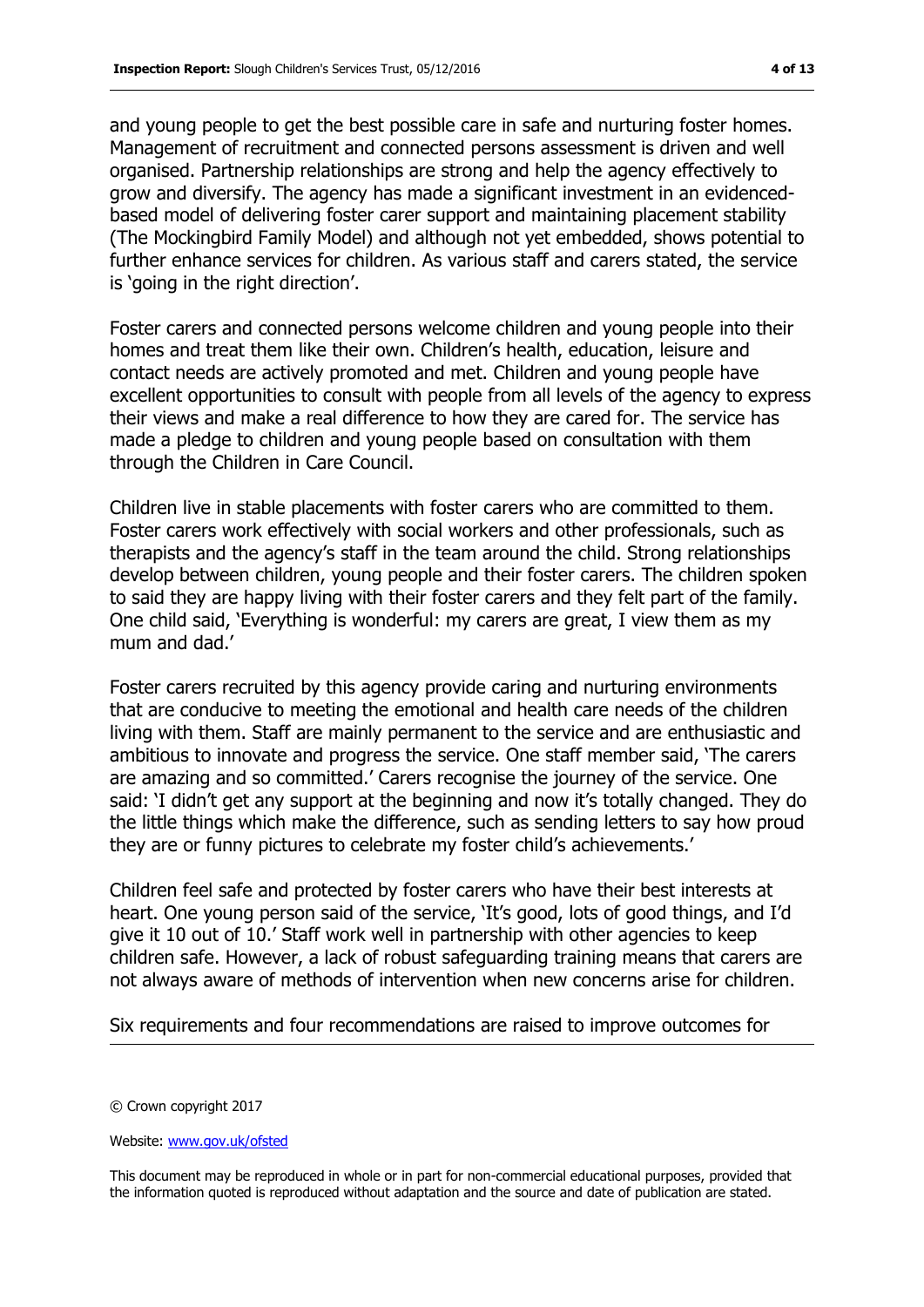and young people to get the best possible care in safe and nurturing foster homes. Management of recruitment and connected persons assessment is driven and well organised. Partnership relationships are strong and help the agency effectively to grow and diversify. The agency has made a significant investment in an evidenced-based model of delivering foster carer support and maintaining placement stability (The Mockingbird Family Model) and although not yet embedded, shows potential to further enhance services for children. As various staff and carers stated, the service is 'going in the right direction'.

Foster carers and connected persons welcome children and young people into their homes and treat them like their own. Children's health, education, leisure and contact needs are actively promoted and met. Children and young people have excellent opportunities to consult with people from all levels of the agency to express their views and make a real difference to how they are cared for. The service has made a pledge to children and young people based on consultation with them through the Children in Care Council.

Children live in stable placements with foster carers who are committed to them. Foster carers work effectively with social workers and other professionals, such as therapists and the agency's staff in the team around the child. Strong relationships develop between children, young people and their foster carers. The children spoken to said they are happy living with their foster carers and they felt part of the family. One child said, 'Everything is wonderful: my carers are great, I view them as my mum and dad.'

Foster carers recruited by this agency provide caring and nurturing environments that are conducive to meeting the emotional and health care needs of the children living with them. Staff are mainly permanent to the service and are enthusiastic and ambitious to innovate and progress the service. One staff member said, 'The carers are amazing and so committed.' Carers recognise the journey of the service. One said: 'I didn't get any support at the beginning and now it's totally changed. They do the little things which make the difference, such as sending letters to say how proud they are or funny pictures to celebrate my foster child's achievements.'

Children feel safe and protected by foster carers who have their best interests at heart. One young person said of the service, 'It's good, lots of good things, and I'd give it 10 out of 10.' Staff work well in partnership with other agencies to keep children safe. However, a lack of robust safeguarding training means that carers are not always aware of methods of intervention when new concerns arise for children.

Six requirements and four recommendations are raised to improve outcomes for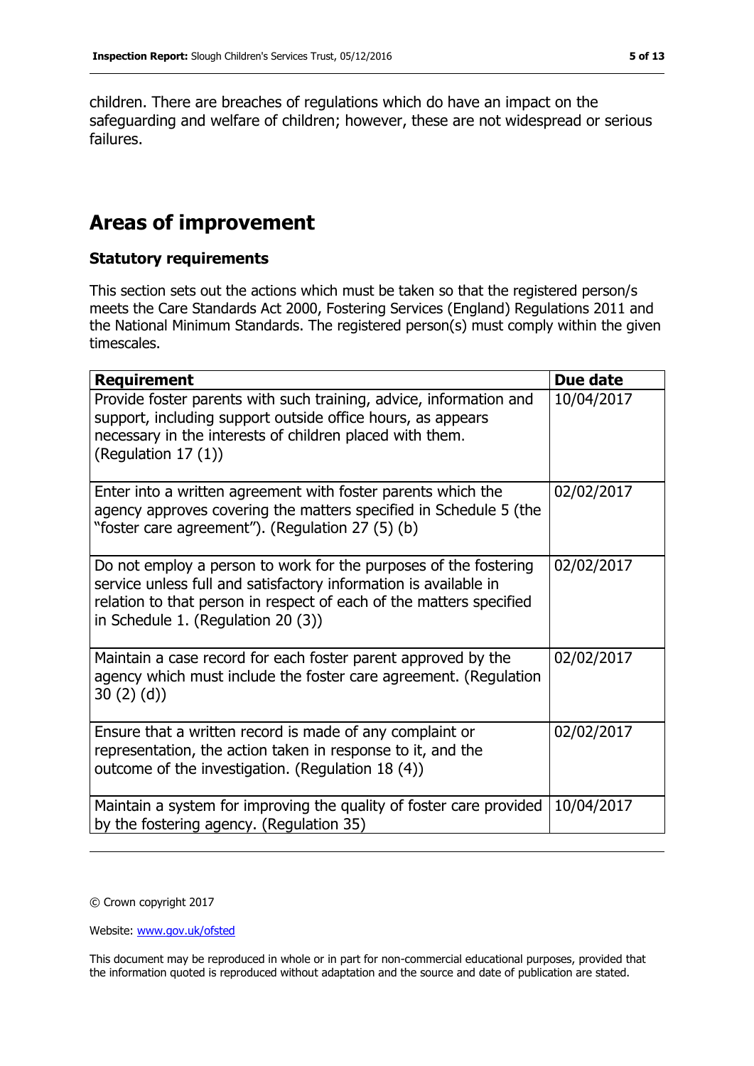children. There are breaches of regulations which do have an impact on the safeguarding and welfare of children; however, these are not widespread or serious failures.

## Areas of improvement

### Statutory requirements

This section sets out the actions which must be taken so that the registered person/s meets the Care Standards Act 2000, Fostering Services (England) Regulations 2011 and the National Minimum Standards. The registered person(s) must comply within the given timescales.

| Requirement | Due date |
| --- | --- |
| Provide foster parents with such training, advice, information and support, including support outside office hours, as appears necessary in the interests of children placed with them. (Regulation 17 (1)) | 10/04/2017 |
| Enter into a written agreement with foster parents which the agency approves covering the matters specified in Schedule 5 (the "foster care agreement"). (Regulation 27 (5) (b) | 02/02/2017 |
| Do not employ a person to work for the purposes of the fostering service unless full and satisfactory information is available in relation to that person in respect of each of the matters specified in Schedule 1. (Regulation 20 (3)) | 02/02/2017 |
| Maintain a case record for each foster parent approved by the agency which must include the foster care agreement. (Regulation 30 (2) (d)) | 02/02/2017 |
| Ensure that a written record is made of any complaint or representation, the action taken in response to it, and the outcome of the investigation. (Regulation 18 (4)) | 02/02/2017 |
| Maintain a system for improving the quality of foster care provided by the fostering agency. (Regulation 35) | 10/04/2017 |

© Crown copyright 2017

Website: www.gov.uk/ofsted

This document may be reproduced in whole or in part for non-commercial educational purposes, provided that the information quoted is reproduced without adaptation and the source and date of publication are stated.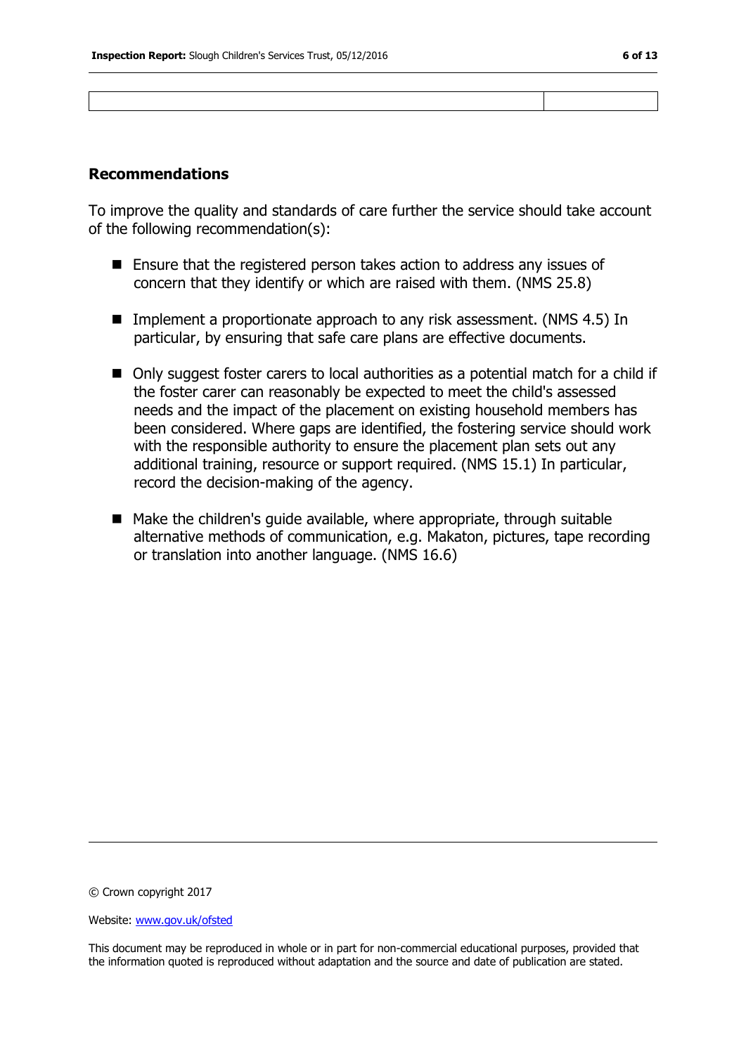## Recommendations

To improve the quality and standards of care further the service should take account of the following recommendation(s):

- Ensure that the registered person takes action to address any issues of concern that they identify or which are raised with them. (NMS 25.8)
- Implement a proportionate approach to any risk assessment. (NMS 4.5) In particular, by ensuring that safe care plans are effective documents.
- Only suggest foster carers to local authorities as a potential match for a child if the foster carer can reasonably be expected to meet the child's assessed needs and the impact of the placement on existing household members has been considered. Where gaps are identified, the fostering service should work with the responsible authority to ensure the placement plan sets out any additional training, resource or support required. (NMS 15.1) In particular, record the decision-making of the agency.
- Make the children's guide available, where appropriate, through suitable alternative methods of communication, e.g. Makaton, pictures, tape recording or translation into another language. (NMS 16.6)

© Crown copyright 2017

Website: www.gov.uk/ofsted

This document may be reproduced in whole or in part for non-commercial educational purposes, provided that the information quoted is reproduced without adaptation and the source and date of publication are stated.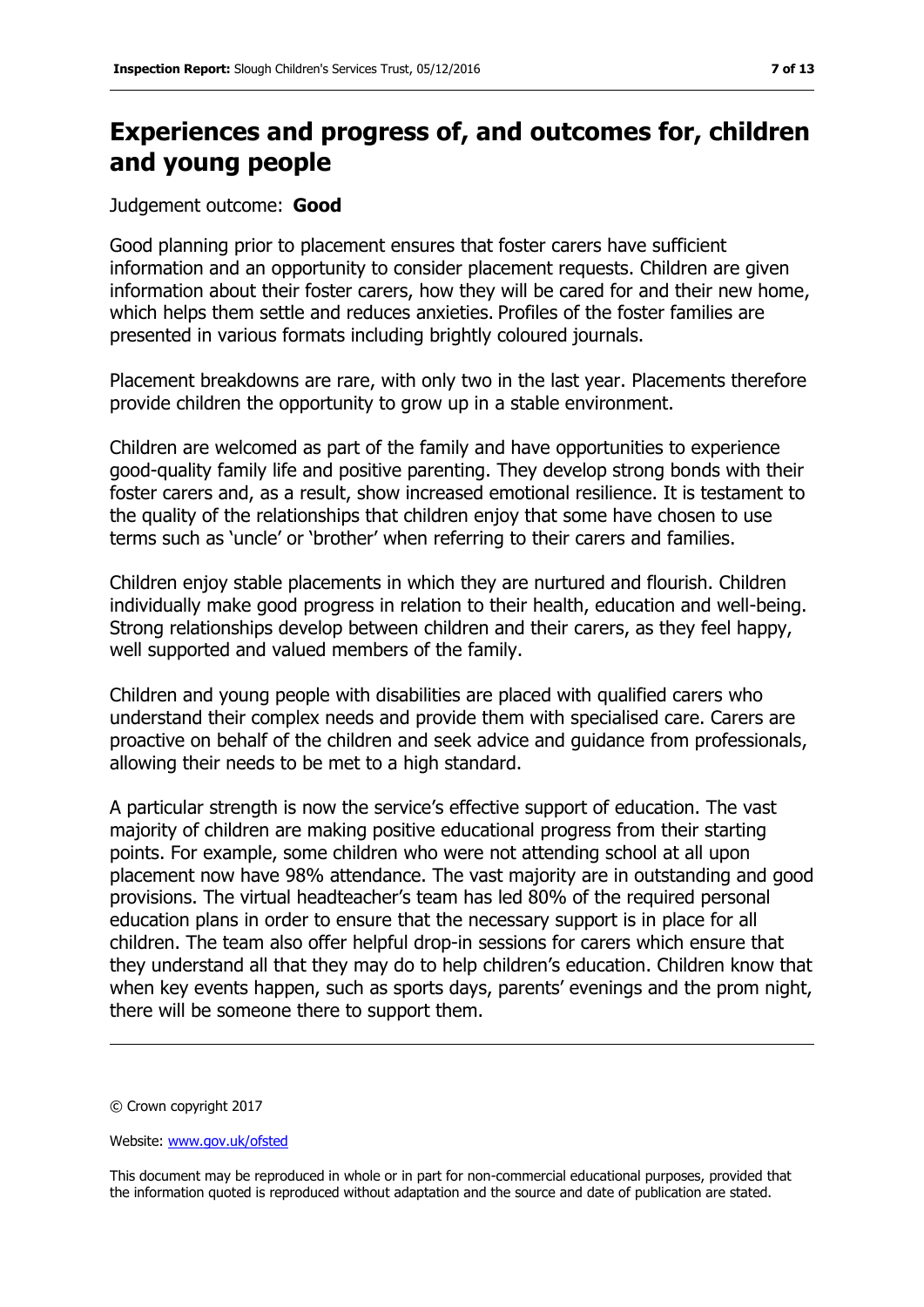## Experiences and progress of, and outcomes for, children and young people

Judgement outcome: **Good**

Good planning prior to placement ensures that foster carers have sufficient information and an opportunity to consider placement requests. Children are given information about their foster carers, how they will be cared for and their new home, which helps them settle and reduces anxieties. Profiles of the foster families are presented in various formats including brightly coloured journals.

Placement breakdowns are rare, with only two in the last year. Placements therefore provide children the opportunity to grow up in a stable environment.

Children are welcomed as part of the family and have opportunities to experience good-quality family life and positive parenting. They develop strong bonds with their foster carers and, as a result, show increased emotional resilience. It is testament to the quality of the relationships that children enjoy that some have chosen to use terms such as 'uncle' or 'brother' when referring to their carers and families.

Children enjoy stable placements in which they are nurtured and flourish. Children individually make good progress in relation to their health, education and well-being. Strong relationships develop between children and their carers, as they feel happy, well supported and valued members of the family.

Children and young people with disabilities are placed with qualified carers who understand their complex needs and provide them with specialised care. Carers are proactive on behalf of the children and seek advice and guidance from professionals, allowing their needs to be met to a high standard.

A particular strength is now the service's effective support of education. The vast majority of children are making positive educational progress from their starting points. For example, some children who were not attending school at all upon placement now have 98% attendance. The vast majority are in outstanding and good provisions. The virtual headteacher's team has led 80% of the required personal education plans in order to ensure that the necessary support is in place for all children. The team also offer helpful drop-in sessions for carers which ensure that they understand all that they may do to help children's education. Children know that when key events happen, such as sports days, parents' evenings and the prom night, there will be someone there to support them.

© Crown copyright 2017

Website: www.gov.uk/ofsted

This document may be reproduced in whole or in part for non-commercial educational purposes, provided that the information quoted is reproduced without adaptation and the source and date of publication are stated.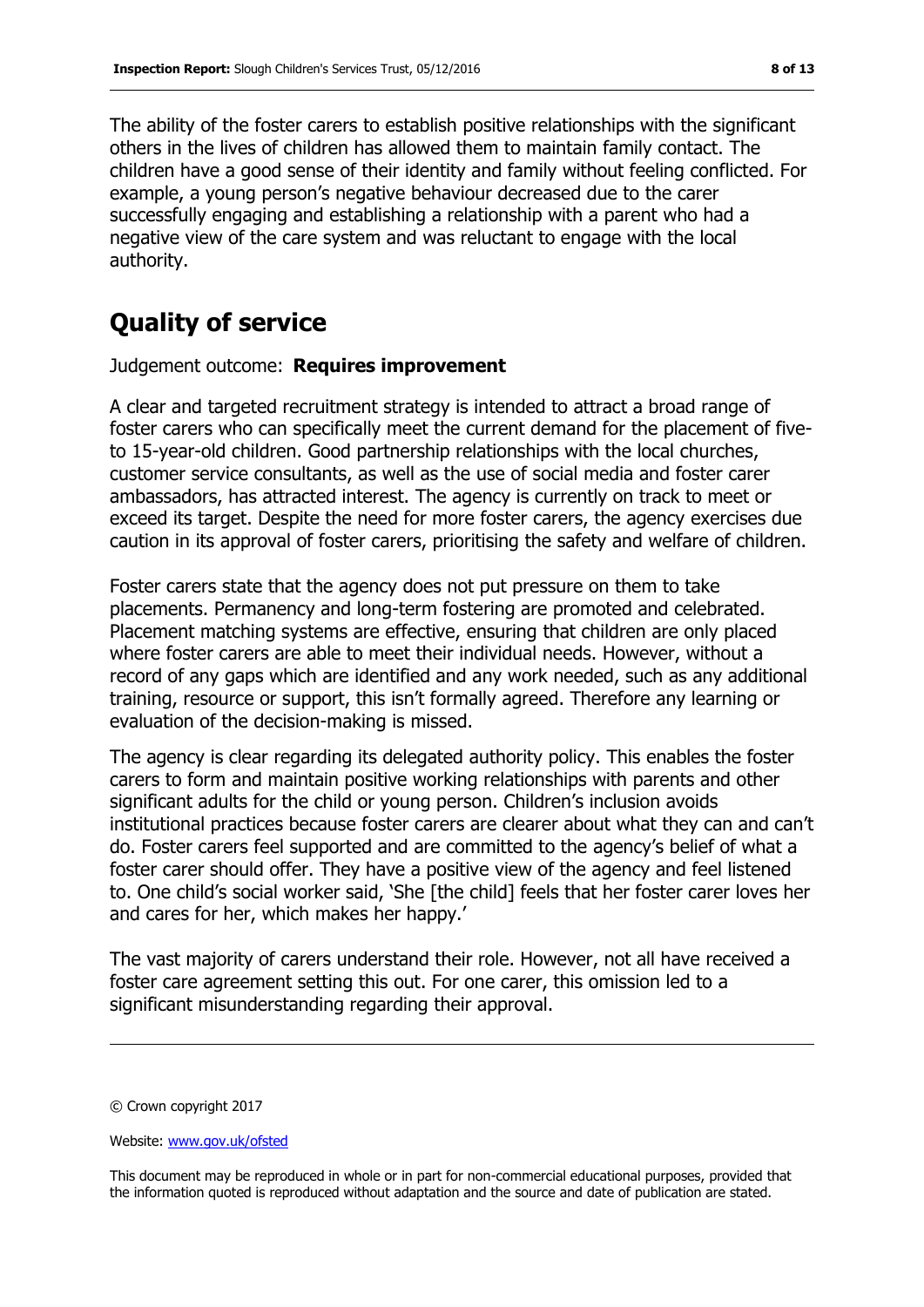The ability of the foster carers to establish positive relationships with the significant others in the lives of children has allowed them to maintain family contact. The children have a good sense of their identity and family without feeling conflicted. For example, a young person's negative behaviour decreased due to the carer successfully engaging and establishing a relationship with a parent who had a negative view of the care system and was reluctant to engage with the local authority.

## Quality of service

Judgement outcome: **Requires improvement**

A clear and targeted recruitment strategy is intended to attract a broad range of foster carers who can specifically meet the current demand for the placement of five- to 15-year-old children. Good partnership relationships with the local churches, customer service consultants, as well as the use of social media and foster carer ambassadors, has attracted interest. The agency is currently on track to meet or exceed its target. Despite the need for more foster carers, the agency exercises due caution in its approval of foster carers, prioritising the safety and welfare of children.

Foster carers state that the agency does not put pressure on them to take placements. Permanency and long-term fostering are promoted and celebrated. Placement matching systems are effective, ensuring that children are only placed where foster carers are able to meet their individual needs. However, without a record of any gaps which are identified and any work needed, such as any additional training, resource or support, this isn't formally agreed. Therefore any learning or evaluation of the decision-making is missed.

The agency is clear regarding its delegated authority policy. This enables the foster carers to form and maintain positive working relationships with parents and other significant adults for the child or young person. Children's inclusion avoids institutional practices because foster carers are clearer about what they can and can't do. Foster carers feel supported and are committed to the agency's belief of what a foster carer should offer. They have a positive view of the agency and feel listened to. One child's social worker said, 'She [the child] feels that her foster carer loves her and cares for her, which makes her happy.'

The vast majority of carers understand their role. However, not all have received a foster care agreement setting this out. For one carer, this omission led to a significant misunderstanding regarding their approval.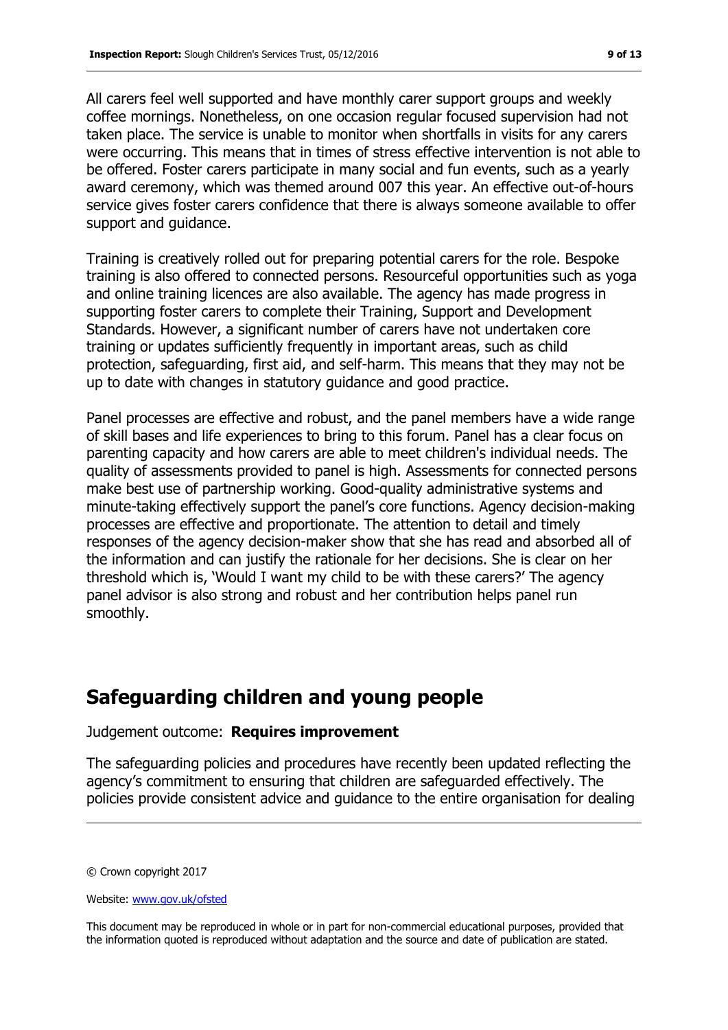All carers feel well supported and have monthly carer support groups and weekly coffee mornings. Nonetheless, on one occasion regular focused supervision had not taken place. The service is unable to monitor when shortfalls in visits for any carers were occurring. This means that in times of stress effective intervention is not able to be offered. Foster carers participate in many social and fun events, such as a yearly award ceremony, which was themed around 007 this year. An effective out-of-hours service gives foster carers confidence that there is always someone available to offer support and guidance.

Training is creatively rolled out for preparing potential carers for the role. Bespoke training is also offered to connected persons. Resourceful opportunities such as yoga and online training licences are also available. The agency has made progress in supporting foster carers to complete their Training, Support and Development Standards. However, a significant number of carers have not undertaken core training or updates sufficiently frequently in important areas, such as child protection, safeguarding, first aid, and self-harm. This means that they may not be up to date with changes in statutory guidance and good practice.

Panel processes are effective and robust, and the panel members have a wide range of skill bases and life experiences to bring to this forum. Panel has a clear focus on parenting capacity and how carers are able to meet children's individual needs. The quality of assessments provided to panel is high. Assessments for connected persons make best use of partnership working. Good-quality administrative systems and minute-taking effectively support the panel's core functions. Agency decision-making processes are effective and proportionate. The attention to detail and timely responses of the agency decision-maker show that she has read and absorbed all of the information and can justify the rationale for her decisions. She is clear on her threshold which is, 'Would I want my child to be with these carers?' The agency panel advisor is also strong and robust and her contribution helps panel run smoothly.

## Safeguarding children and young people

Judgement outcome: **Requires improvement**

The safeguarding policies and procedures have recently been updated reflecting the agency's commitment to ensuring that children are safeguarded effectively. The policies provide consistent advice and guidance to the entire organisation for dealing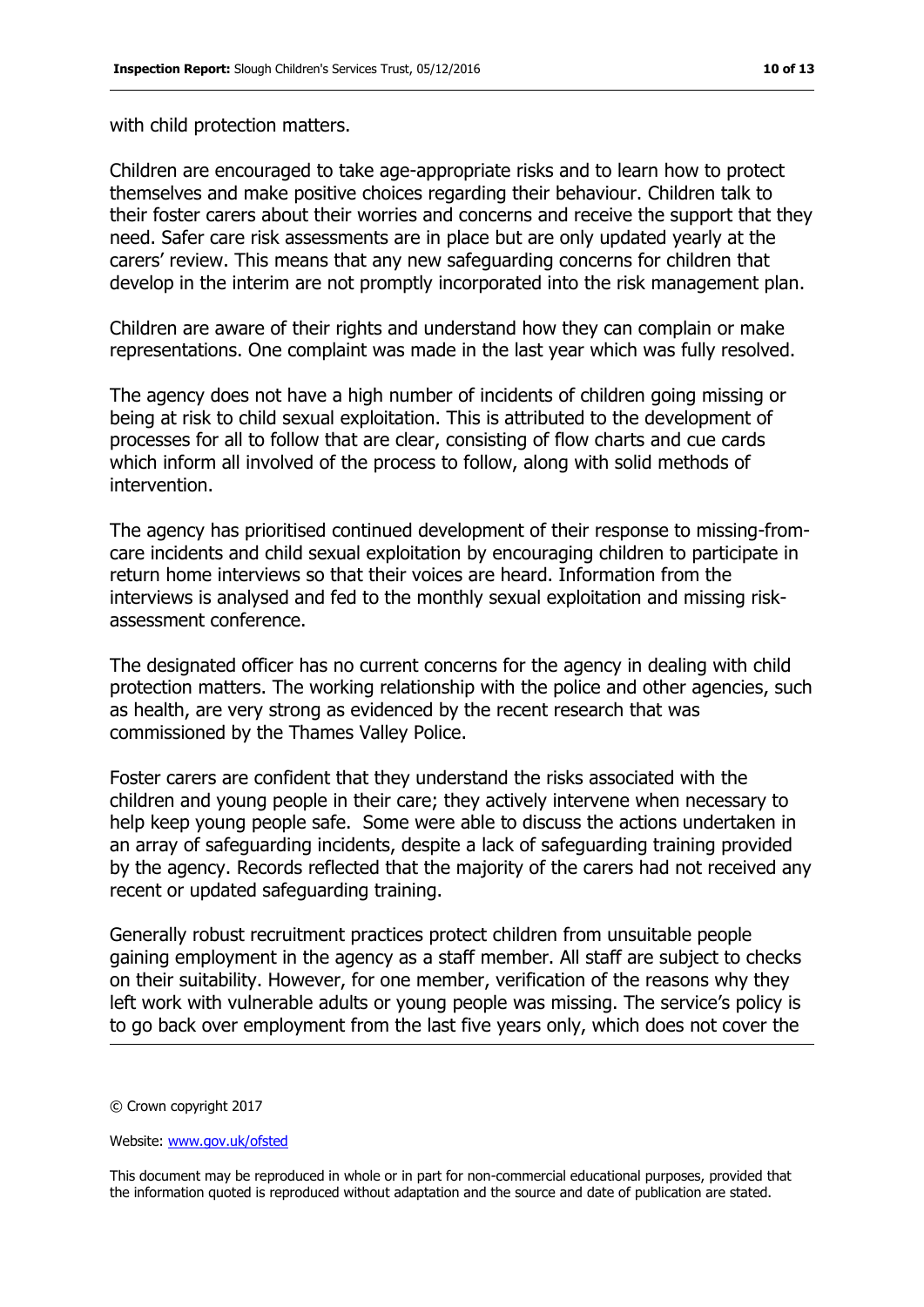with child protection matters.

Children are encouraged to take age-appropriate risks and to learn how to protect themselves and make positive choices regarding their behaviour. Children talk to their foster carers about their worries and concerns and receive the support that they need. Safer care risk assessments are in place but are only updated yearly at the carers' review. This means that any new safeguarding concerns for children that develop in the interim are not promptly incorporated into the risk management plan.

Children are aware of their rights and understand how they can complain or make representations. One complaint was made in the last year which was fully resolved.

The agency does not have a high number of incidents of children going missing or being at risk to child sexual exploitation. This is attributed to the development of processes for all to follow that are clear, consisting of flow charts and cue cards which inform all involved of the process to follow, along with solid methods of intervention.

The agency has prioritised continued development of their response to missing-from-care incidents and child sexual exploitation by encouraging children to participate in return home interviews so that their voices are heard. Information from the interviews is analysed and fed to the monthly sexual exploitation and missing risk-assessment conference.

The designated officer has no current concerns for the agency in dealing with child protection matters. The working relationship with the police and other agencies, such as health, are very strong as evidenced by the recent research that was commissioned by the Thames Valley Police.

Foster carers are confident that they understand the risks associated with the children and young people in their care; they actively intervene when necessary to help keep young people safe. Some were able to discuss the actions undertaken in an array of safeguarding incidents, despite a lack of safeguarding training provided by the agency. Records reflected that the majority of the carers had not received any recent or updated safeguarding training.

Generally robust recruitment practices protect children from unsuitable people gaining employment in the agency as a staff member. All staff are subject to checks on their suitability. However, for one member, verification of the reasons why they left work with vulnerable adults or young people was missing. The service's policy is to go back over employment from the last five years only, which does not cover the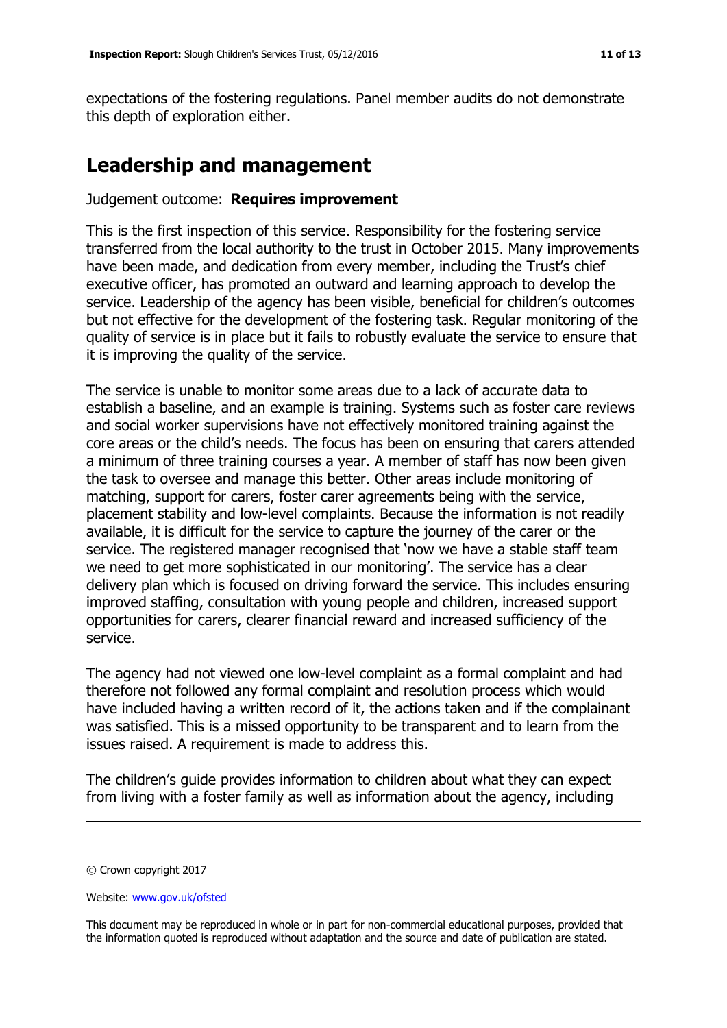expectations of the fostering regulations. Panel member audits do not demonstrate this depth of exploration either.

## Leadership and management

Judgement outcome: **Requires improvement**

This is the first inspection of this service. Responsibility for the fostering service transferred from the local authority to the trust in October 2015. Many improvements have been made, and dedication from every member, including the Trust's chief executive officer, has promoted an outward and learning approach to develop the service. Leadership of the agency has been visible, beneficial for children's outcomes but not effective for the development of the fostering task. Regular monitoring of the quality of service is in place but it fails to robustly evaluate the service to ensure that it is improving the quality of the service.

The service is unable to monitor some areas due to a lack of accurate data to establish a baseline, and an example is training. Systems such as foster care reviews and social worker supervisions have not effectively monitored training against the core areas or the child's needs. The focus has been on ensuring that carers attended a minimum of three training courses a year. A member of staff has now been given the task to oversee and manage this better. Other areas include monitoring of matching, support for carers, foster carer agreements being with the service, placement stability and low-level complaints. Because the information is not readily available, it is difficult for the service to capture the journey of the carer or the service. The registered manager recognised that 'now we have a stable staff team we need to get more sophisticated in our monitoring'. The service has a clear delivery plan which is focused on driving forward the service. This includes ensuring improved staffing, consultation with young people and children, increased support opportunities for carers, clearer financial reward and increased sufficiency of the service.

The agency had not viewed one low-level complaint as a formal complaint and had therefore not followed any formal complaint and resolution process which would have included having a written record of it, the actions taken and if the complainant was satisfied. This is a missed opportunity to be transparent and to learn from the issues raised. A requirement is made to address this.

The children's guide provides information to children about what they can expect from living with a foster family as well as information about the agency, including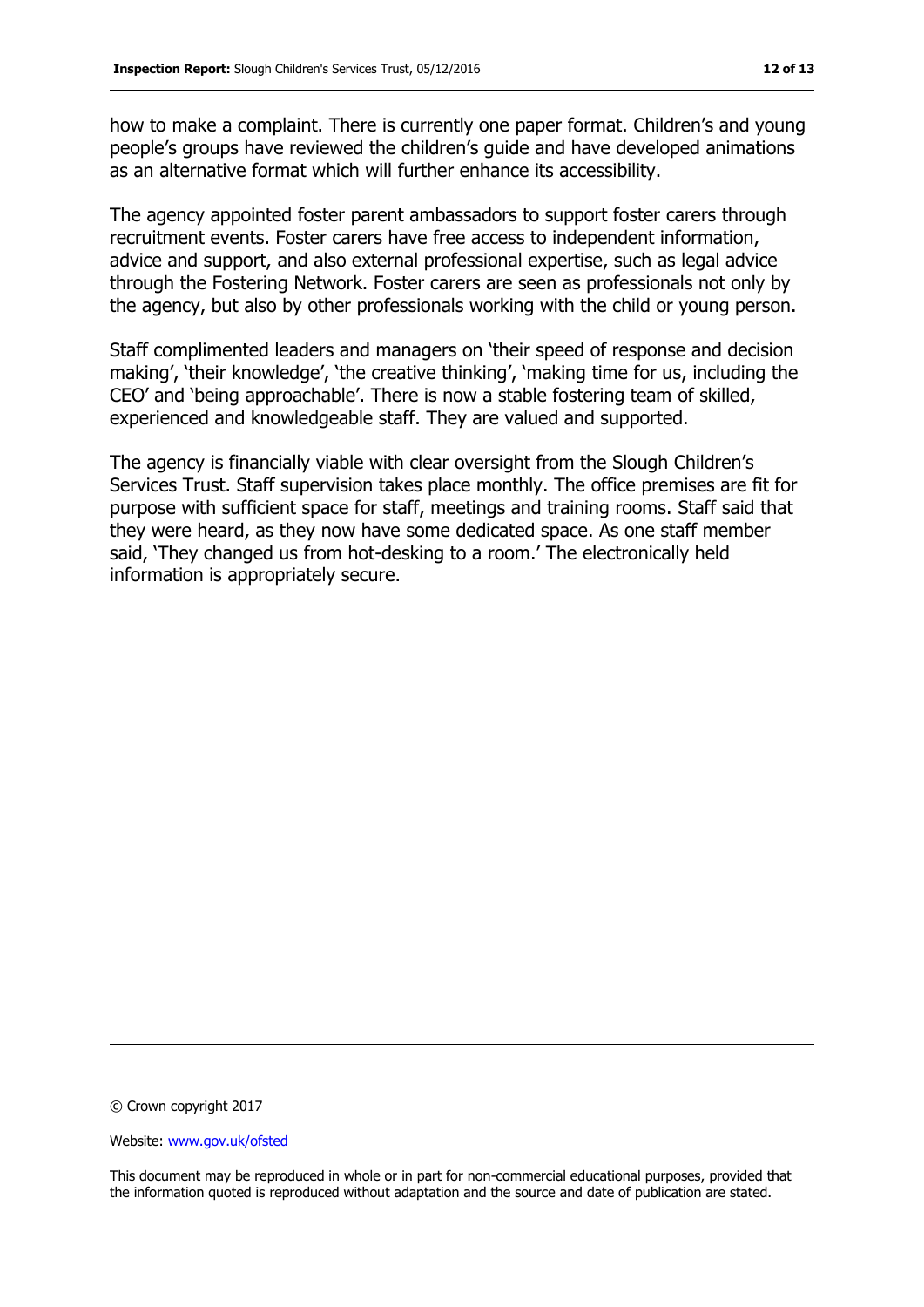how to make a complaint. There is currently one paper format. Children's and young people's groups have reviewed the children's guide and have developed animations as an alternative format which will further enhance its accessibility.

The agency appointed foster parent ambassadors to support foster carers through recruitment events. Foster carers have free access to independent information, advice and support, and also external professional expertise, such as legal advice through the Fostering Network. Foster carers are seen as professionals not only by the agency, but also by other professionals working with the child or young person.

Staff complimented leaders and managers on 'their speed of response and decision making', 'their knowledge', 'the creative thinking', 'making time for us, including the CEO' and 'being approachable'. There is now a stable fostering team of skilled, experienced and knowledgeable staff. They are valued and supported.

The agency is financially viable with clear oversight from the Slough Children's Services Trust. Staff supervision takes place monthly. The office premises are fit for purpose with sufficient space for staff, meetings and training rooms. Staff said that they were heard, as they now have some dedicated space. As one staff member said, 'They changed us from hot-desking to a room.' The electronically held information is appropriately secure.

---

© Crown copyright 2017

Website: [www.gov.uk/ofsted](http://www.gov.uk/ofsted)

This document may be reproduced in whole or in part for non-commercial educational purposes, provided that the information quoted is reproduced without adaptation and the source and date of publication are stated.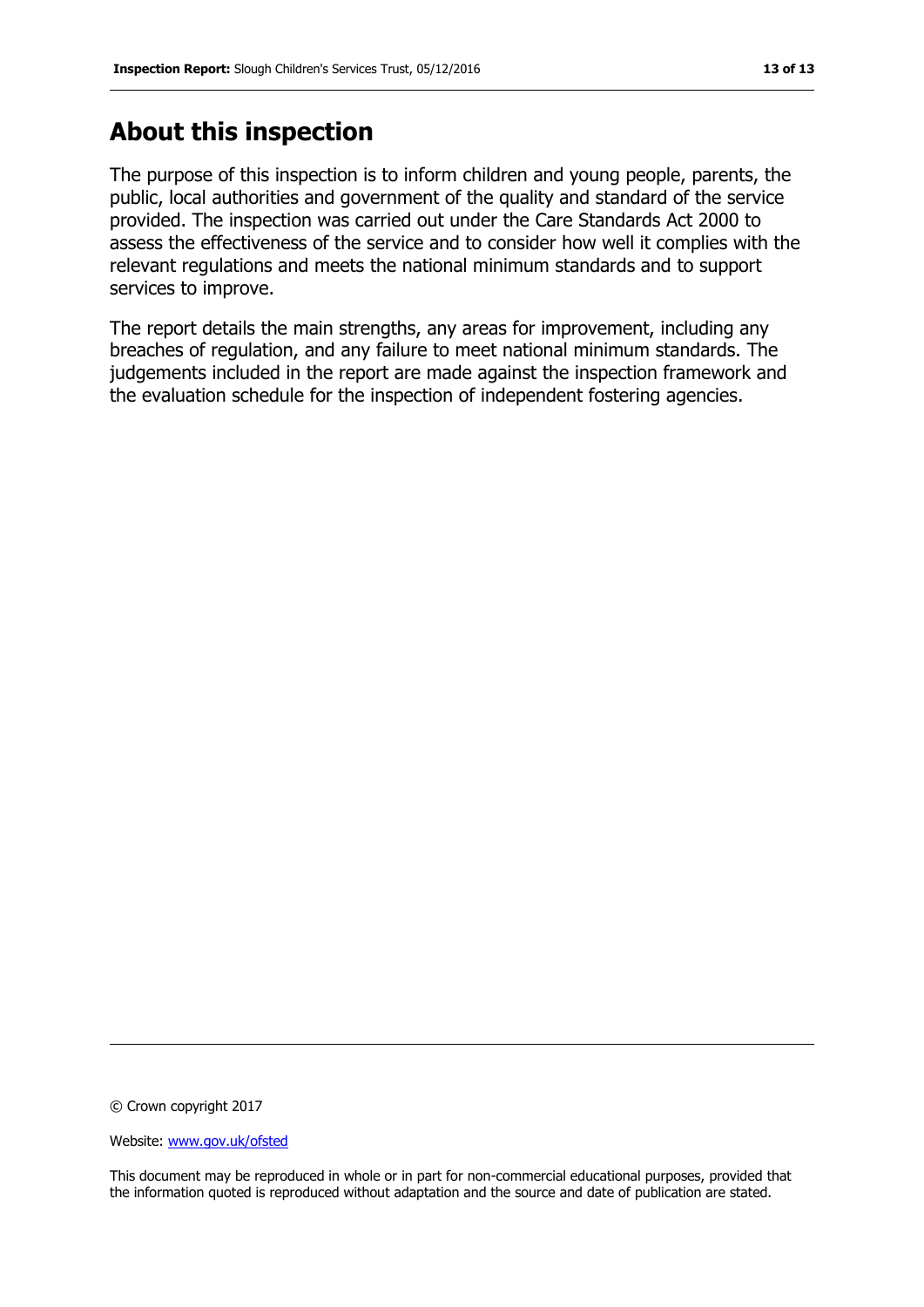## About this inspection

The purpose of this inspection is to inform children and young people, parents, the public, local authorities and government of the quality and standard of the service provided. The inspection was carried out under the Care Standards Act 2000 to assess the effectiveness of the service and to consider how well it complies with the relevant regulations and meets the national minimum standards and to support services to improve.

The report details the main strengths, any areas for improvement, including any breaches of regulation, and any failure to meet national minimum standards. The judgements included in the report are made against the inspection framework and the evaluation schedule for the inspection of independent fostering agencies.

---

© Crown copyright 2017

Website: [www.gov.uk/ofsted](http://www.gov.uk/ofsted)

This document may be reproduced in whole or in part for non-commercial educational purposes, provided that the information quoted is reproduced without adaptation and the source and date of publication are stated.